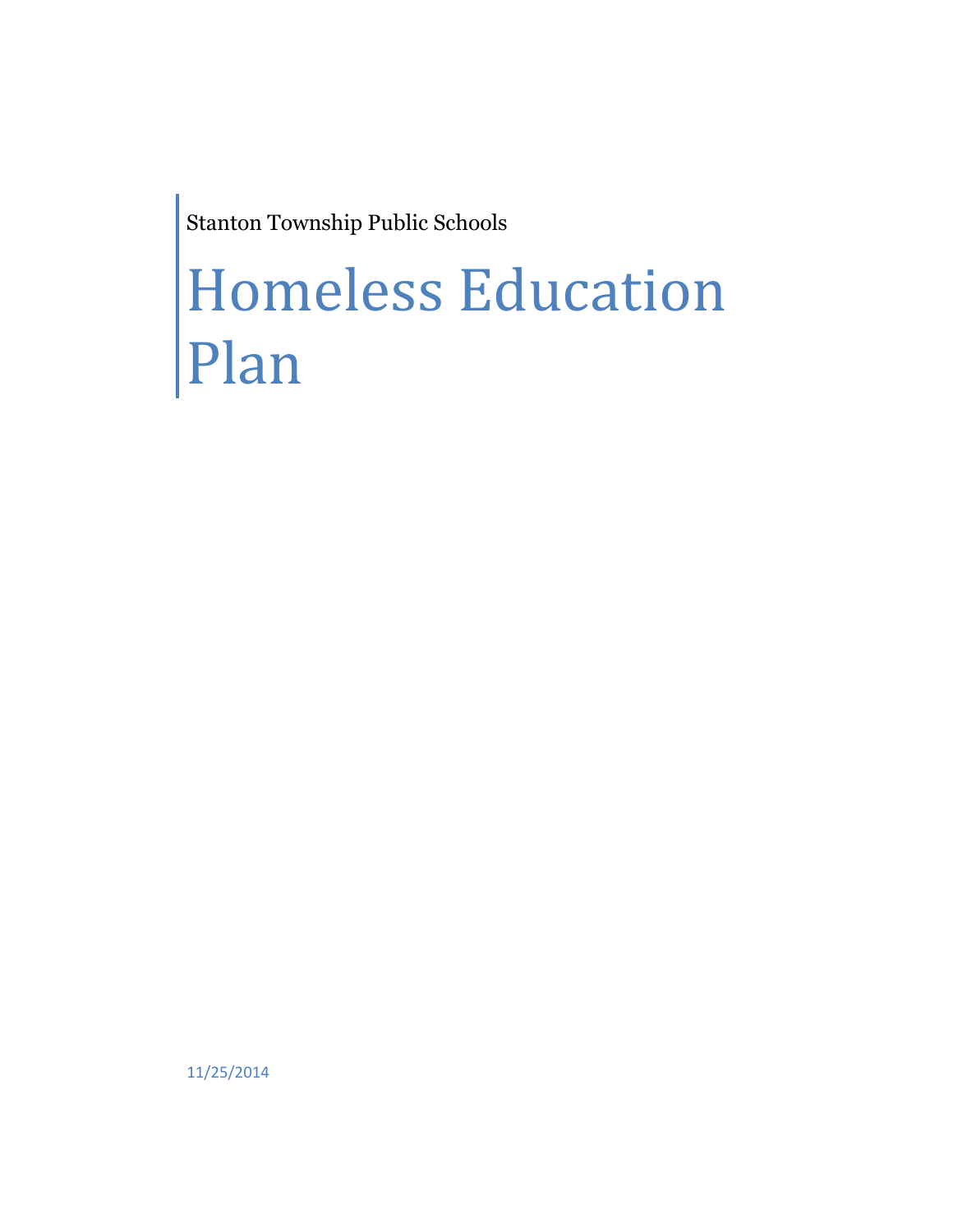Stanton Township Public Schools

# Homeless Education Plan

11/25/2014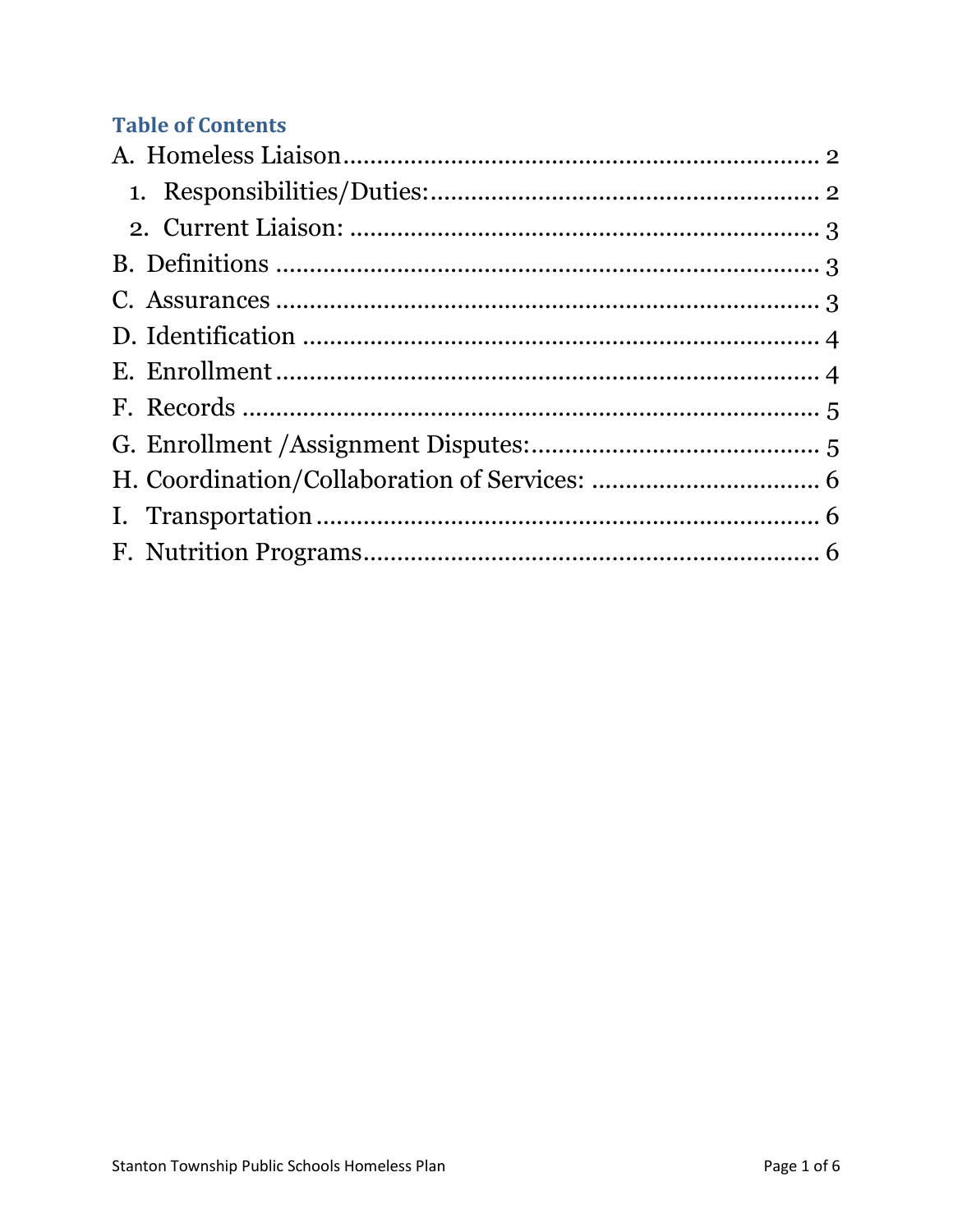## Table of Contents

A. Homeless Liaison ........................................................................ 2

1. Responsibilities/Duties: ........................................................ 2
2. Current Liaison: ..................................................................... 3

B. Definitions ....................................................................................... 3

C. Assurances ....................................................................................... 3

D. Identification ................................................................................... 4

E. Enrollment ......................................................................................... 4

F. Records ............................................................................................... 5

G. Enrollment /Assignment Disputes: ............................................ 5

H. Coordination/Collaboration of Services: ................................. 6

I. Transportation ................................................................................... 6

F. Nutrition Programs .......................................................................... 6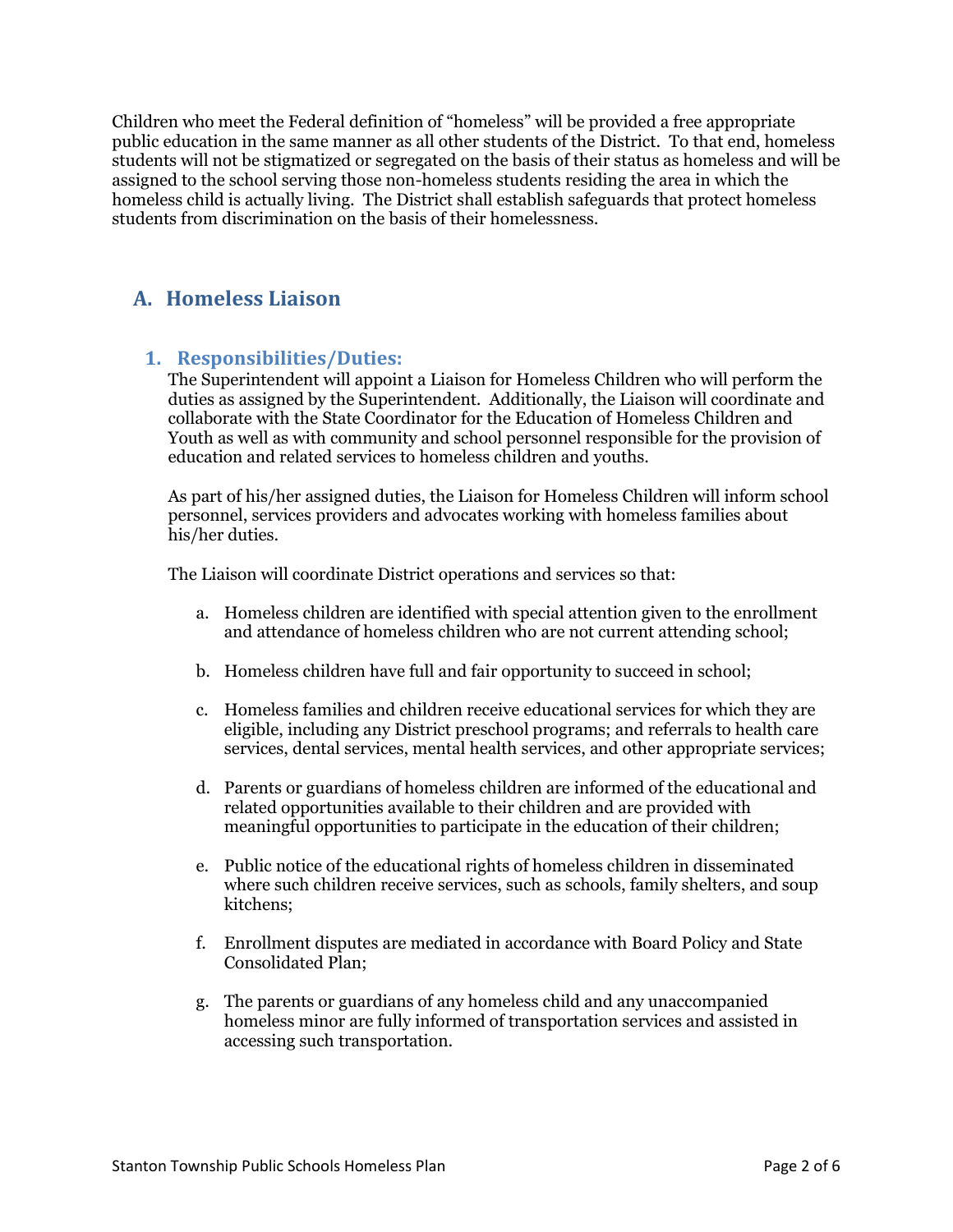Children who meet the Federal definition of "homeless" will be provided a free appropriate public education in the same manner as all other students of the District. To that end, homeless students will not be stigmatized or segregated on the basis of their status as homeless and will be assigned to the school serving those non-homeless students residing the area in which the homeless child is actually living. The District shall establish safeguards that protect homeless students from discrimination on the basis of their homelessness.

## A. Homeless Liaison

### 1. Responsibilities/Duties:

The Superintendent will appoint a Liaison for Homeless Children who will perform the duties as assigned by the Superintendent. Additionally, the Liaison will coordinate and collaborate with the State Coordinator for the Education of Homeless Children and Youth as well as with community and school personnel responsible for the provision of education and related services to homeless children and youths.

As part of his/her assigned duties, the Liaison for Homeless Children will inform school personnel, services providers and advocates working with homeless families about his/her duties.

The Liaison will coordinate District operations and services so that:

a. Homeless children are identified with special attention given to the enrollment and attendance of homeless children who are not current attending school;

b. Homeless children have full and fair opportunity to succeed in school;

c. Homeless families and children receive educational services for which they are eligible, including any District preschool programs; and referrals to health care services, dental services, mental health services, and other appropriate services;

d. Parents or guardians of homeless children are informed of the educational and related opportunities available to their children and are provided with meaningful opportunities to participate in the education of their children;

e. Public notice of the educational rights of homeless children in disseminated where such children receive services, such as schools, family shelters, and soup kitchens;

f. Enrollment disputes are mediated in accordance with Board Policy and State Consolidated Plan;

g. The parents or guardians of any homeless child and any unaccompanied homeless minor are fully informed of transportation services and assisted in accessing such transportation.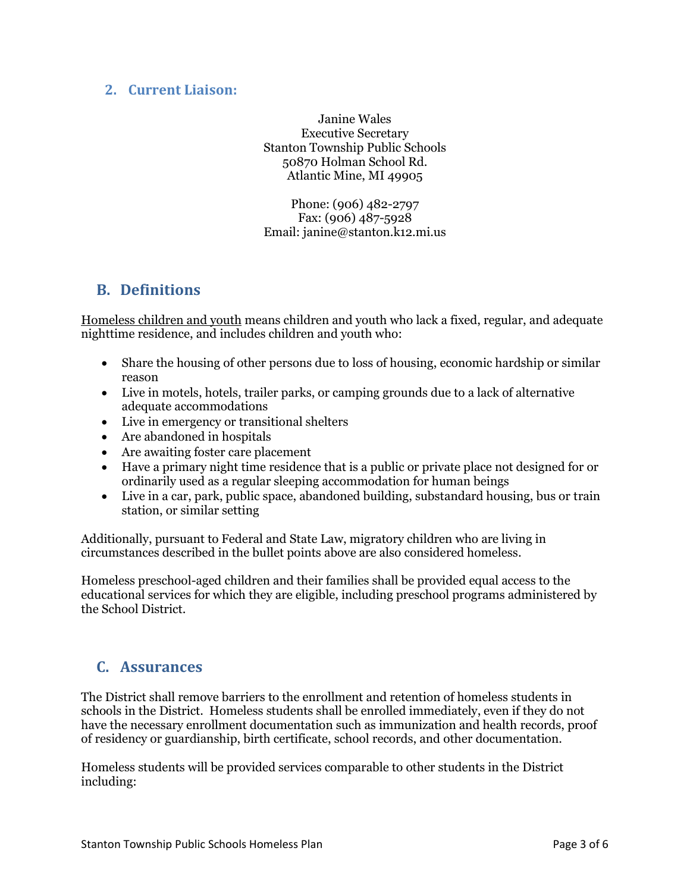### 2. Current Liaison:

Janine Wales
Executive Secretary
Stanton Township Public Schools
50870 Holman School Rd.
Atlantic Mine, MI 49905

Phone: (906) 482-2797
Fax: (906) 487-5928
Email: janine@stanton.k12.mi.us

## B. Definitions

Homeless children and youth means children and youth who lack a fixed, regular, and adequate nighttime residence, and includes children and youth who:

- Share the housing of other persons due to loss of housing, economic hardship or similar reason
- Live in motels, hotels, trailer parks, or camping grounds due to a lack of alternative adequate accommodations
- Live in emergency or transitional shelters
- Are abandoned in hospitals
- Are awaiting foster care placement
- Have a primary night time residence that is a public or private place not designed for or ordinarily used as a regular sleeping accommodation for human beings
- Live in a car, park, public space, abandoned building, substandard housing, bus or train station, or similar setting

Additionally, pursuant to Federal and State Law, migratory children who are living in circumstances described in the bullet points above are also considered homeless.

Homeless preschool-aged children and their families shall be provided equal access to the educational services for which they are eligible, including preschool programs administered by the School District.

## C. Assurances

The District shall remove barriers to the enrollment and retention of homeless students in schools in the District. Homeless students shall be enrolled immediately, even if they do not have the necessary enrollment documentation such as immunization and health records, proof of residency or guardianship, birth certificate, school records, and other documentation.

Homeless students will be provided services comparable to other students in the District including: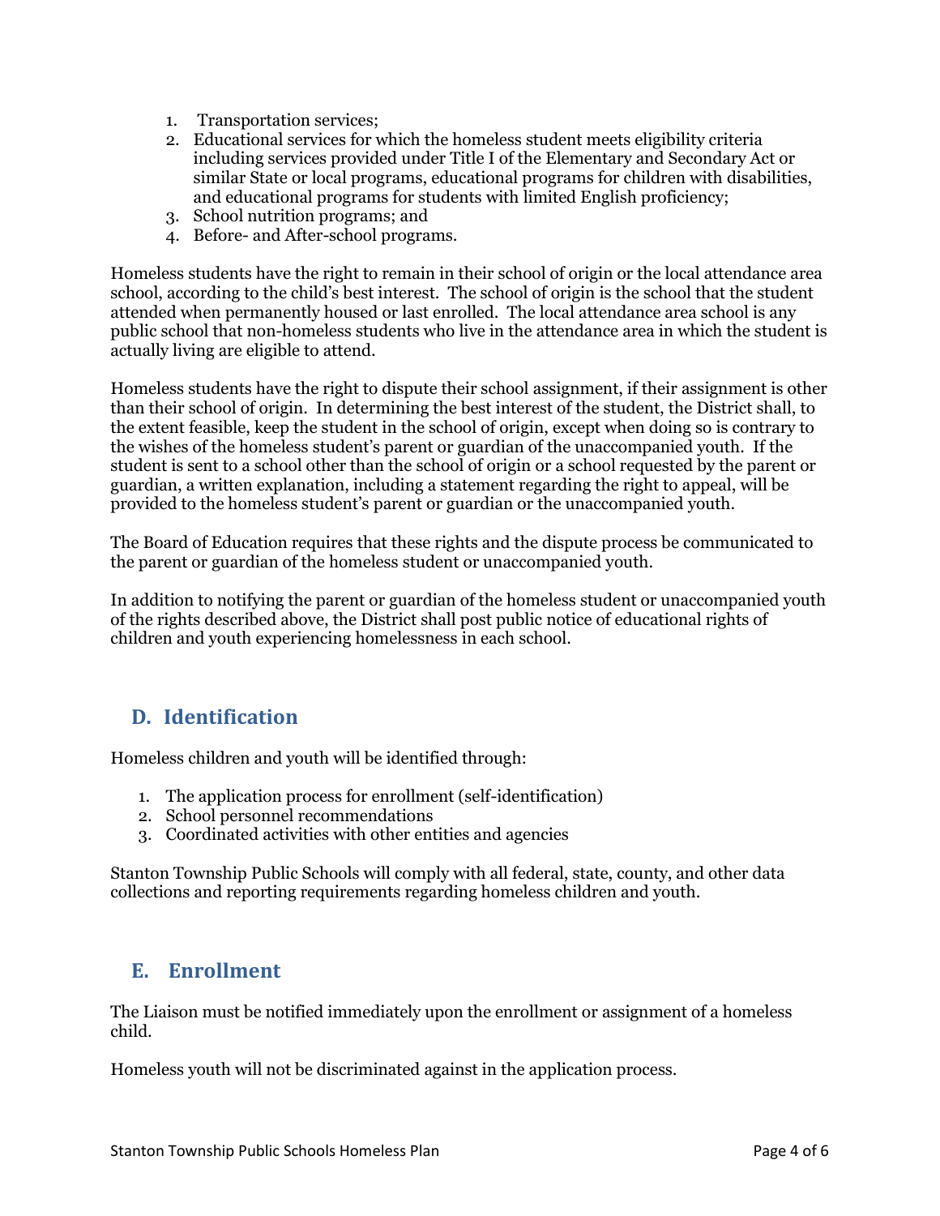1. Transportation services;
2. Educational services for which the homeless student meets eligibility criteria including services provided under Title I of the Elementary and Secondary Act or similar State or local programs, educational programs for children with disabilities, and educational programs for students with limited English proficiency;
3. School nutrition programs; and
4. Before- and After-school programs.

Homeless students have the right to remain in their school of origin or the local attendance area school, according to the child's best interest. The school of origin is the school that the student attended when permanently housed or last enrolled. The local attendance area school is any public school that non-homeless students who live in the attendance area in which the student is actually living are eligible to attend.

Homeless students have the right to dispute their school assignment, if their assignment is other than their school of origin. In determining the best interest of the student, the District shall, to the extent feasible, keep the student in the school of origin, except when doing so is contrary to the wishes of the homeless student's parent or guardian of the unaccompanied youth. If the student is sent to a school other than the school of origin or a school requested by the parent or guardian, a written explanation, including a statement regarding the right to appeal, will be provided to the homeless student's parent or guardian or the unaccompanied youth.

The Board of Education requires that these rights and the dispute process be communicated to the parent or guardian of the homeless student or unaccompanied youth.

In addition to notifying the parent or guardian of the homeless student or unaccompanied youth of the rights described above, the District shall post public notice of educational rights of children and youth experiencing homelessness in each school.

## D. Identification

Homeless children and youth will be identified through:

1. The application process for enrollment (self-identification)
2. School personnel recommendations
3. Coordinated activities with other entities and agencies

Stanton Township Public Schools will comply with all federal, state, county, and other data collections and reporting requirements regarding homeless children and youth.

## E. Enrollment

The Liaison must be notified immediately upon the enrollment or assignment of a homeless child.

Homeless youth will not be discriminated against in the application process.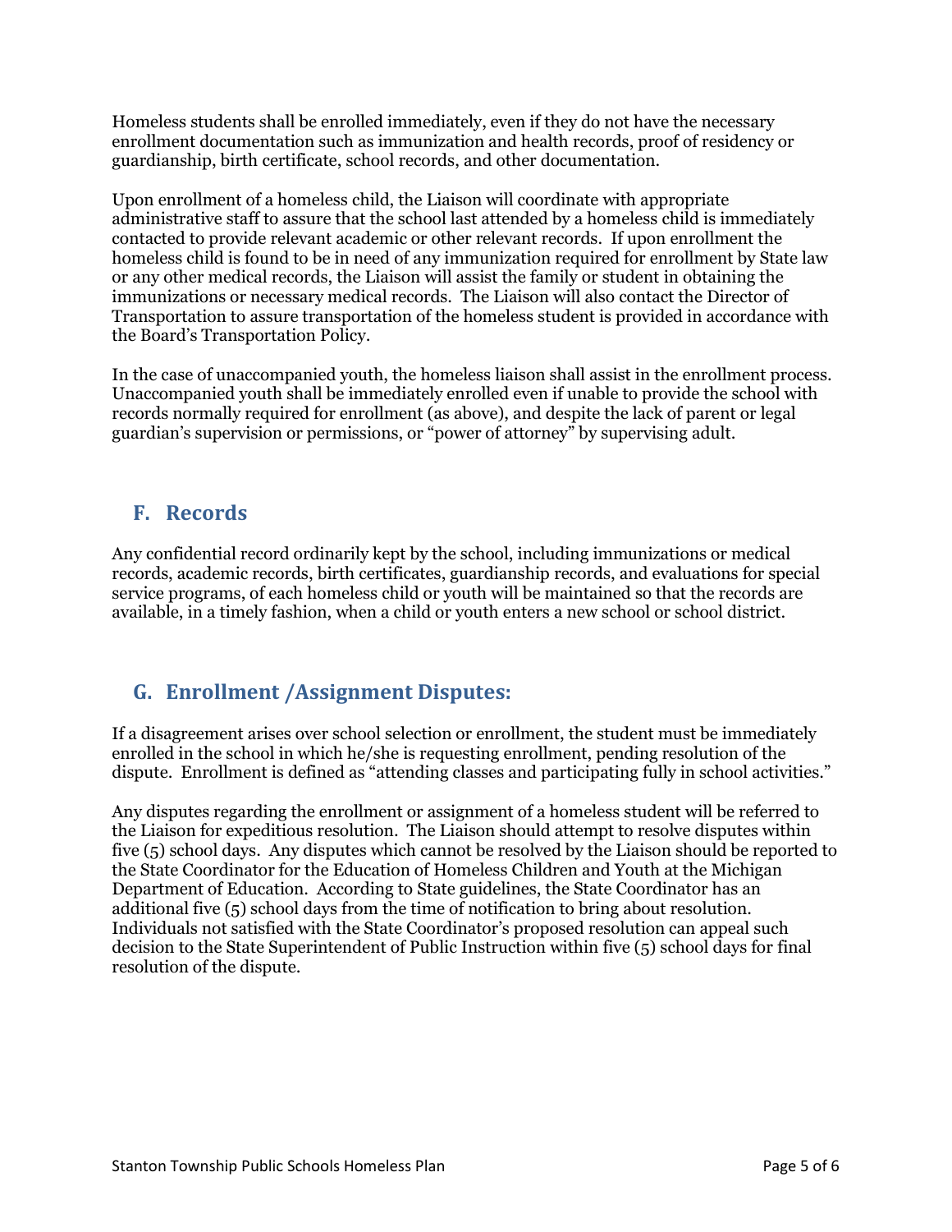Homeless students shall be enrolled immediately, even if they do not have the necessary enrollment documentation such as immunization and health records, proof of residency or guardianship, birth certificate, school records, and other documentation.

Upon enrollment of a homeless child, the Liaison will coordinate with appropriate administrative staff to assure that the school last attended by a homeless child is immediately contacted to provide relevant academic or other relevant records. If upon enrollment the homeless child is found to be in need of any immunization required for enrollment by State law or any other medical records, the Liaison will assist the family or student in obtaining the immunizations or necessary medical records. The Liaison will also contact the Director of Transportation to assure transportation of the homeless student is provided in accordance with the Board's Transportation Policy.

In the case of unaccompanied youth, the homeless liaison shall assist in the enrollment process. Unaccompanied youth shall be immediately enrolled even if unable to provide the school with records normally required for enrollment (as above), and despite the lack of parent or legal guardian's supervision or permissions, or "power of attorney" by supervising adult.

## F. Records

Any confidential record ordinarily kept by the school, including immunizations or medical records, academic records, birth certificates, guardianship records, and evaluations for special service programs, of each homeless child or youth will be maintained so that the records are available, in a timely fashion, when a child or youth enters a new school or school district.

## G. Enrollment /Assignment Disputes:

If a disagreement arises over school selection or enrollment, the student must be immediately enrolled in the school in which he/she is requesting enrollment, pending resolution of the dispute. Enrollment is defined as "attending classes and participating fully in school activities."

Any disputes regarding the enrollment or assignment of a homeless student will be referred to the Liaison for expeditious resolution. The Liaison should attempt to resolve disputes within five (5) school days. Any disputes which cannot be resolved by the Liaison should be reported to the State Coordinator for the Education of Homeless Children and Youth at the Michigan Department of Education. According to State guidelines, the State Coordinator has an additional five (5) school days from the time of notification to bring about resolution. Individuals not satisfied with the State Coordinator's proposed resolution can appeal such decision to the State Superintendent of Public Instruction within five (5) school days for final resolution of the dispute.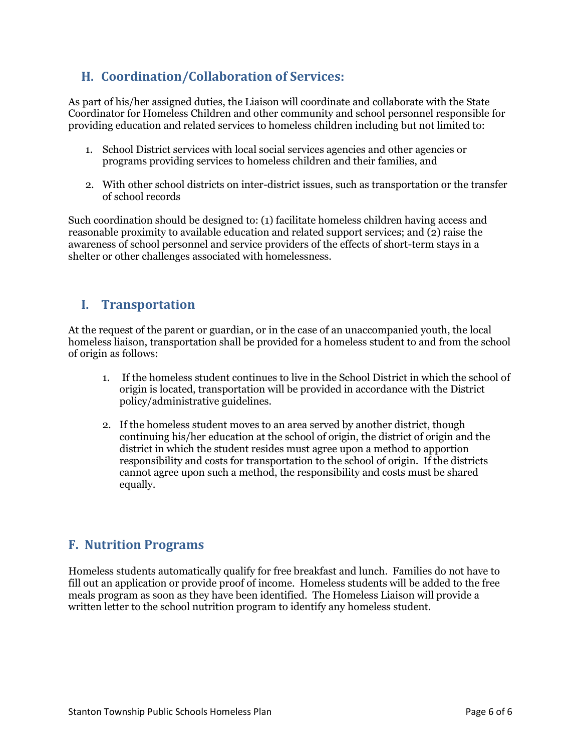## H. Coordination/Collaboration of Services:

As part of his/her assigned duties, the Liaison will coordinate and collaborate with the State Coordinator for Homeless Children and other community and school personnel responsible for providing education and related services to homeless children including but not limited to:

1. School District services with local social services agencies and other agencies or programs providing services to homeless children and their families, and

2. With other school districts on inter-district issues, such as transportation or the transfer of school records

Such coordination should be designed to: (1) facilitate homeless children having access and reasonable proximity to available education and related support services; and (2) raise the awareness of school personnel and service providers of the effects of short-term stays in a shelter or other challenges associated with homelessness.

## I. Transportation

At the request of the parent or guardian, or in the case of an unaccompanied youth, the local homeless liaison, transportation shall be provided for a homeless student to and from the school of origin as follows:

1. If the homeless student continues to live in the School District in which the school of origin is located, transportation will be provided in accordance with the District policy/administrative guidelines.

2. If the homeless student moves to an area served by another district, though continuing his/her education at the school of origin, the district of origin and the district in which the student resides must agree upon a method to apportion responsibility and costs for transportation to the school of origin. If the districts cannot agree upon such a method, the responsibility and costs must be shared equally.

## F. Nutrition Programs

Homeless students automatically qualify for free breakfast and lunch. Families do not have to fill out an application or provide proof of income. Homeless students will be added to the free meals program as soon as they have been identified. The Homeless Liaison will provide a written letter to the school nutrition program to identify any homeless student.